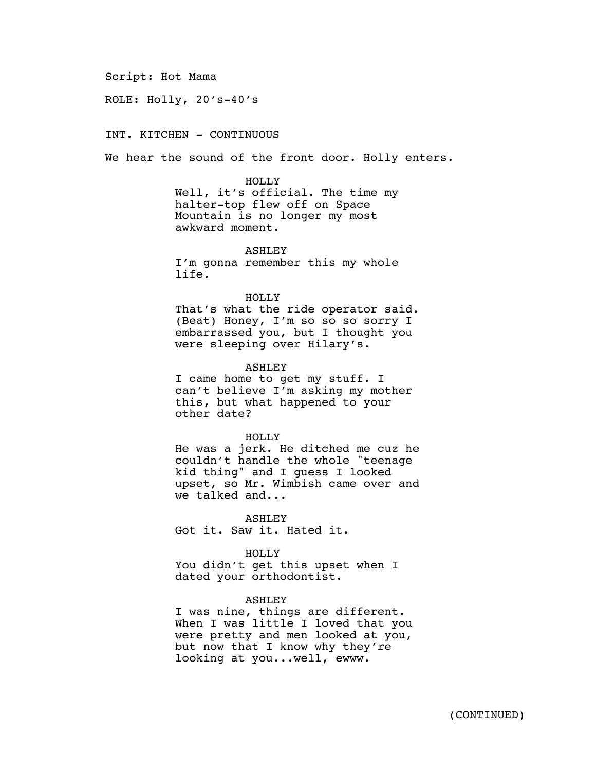Script: Hot Mama

ROLE: Holly, 20's-40's

INT. KITCHEN - CONTINUOUS

We hear the sound of the front door. Holly enters.

HOLLY
Well, it's official. The time my halter-top flew off on Space Mountain is no longer my most awkward moment.

ASHLEY
I'm gonna remember this my whole life.

HOLLY
That's what the ride operator said. (Beat) Honey, I'm so so so sorry I embarrassed you, but I thought you were sleeping over Hilary's.

ASHLEY
I came home to get my stuff. I can't believe I'm asking my mother this, but what happened to your other date?

HOLLY
He was a jerk. He ditched me cuz he couldn't handle the whole "teenage kid thing" and I guess I looked upset, so Mr. Wimbish came over and we talked and...

ASHLEY
Got it. Saw it. Hated it.

HOLLY
You didn't get this upset when I dated your orthodontist.

ASHLEY
I was nine, things are different. When I was little I loved that you were pretty and men looked at you, but now that I know why they're looking at you...well, ewww.

(CONTINUED)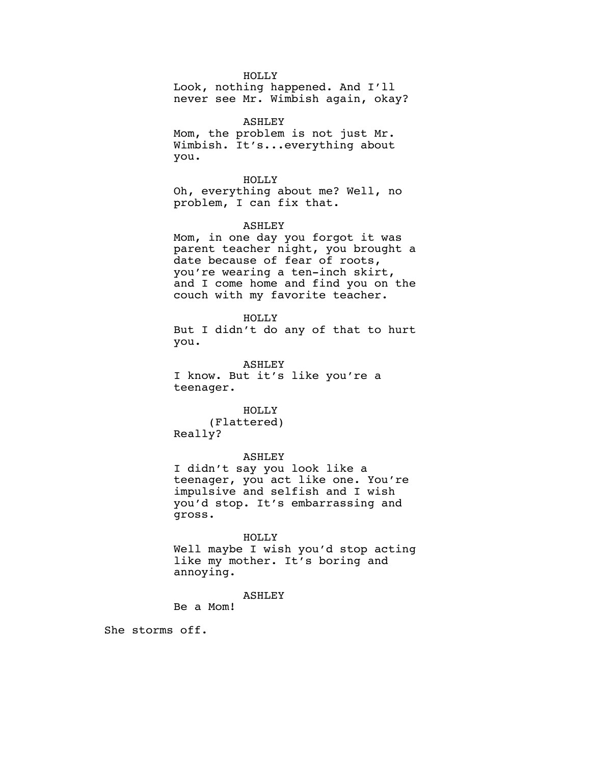HOLLY

Look, nothing happened. And I'll never see Mr. Wimbish again, okay?

ASHLEY

Mom, the problem is not just Mr. Wimbish. It's...everything about you.

HOLLY

Oh, everything about me? Well, no problem, I can fix that.

ASHLEY

Mom, in one day you forgot it was parent teacher night, you brought a date because of fear of roots, you're wearing a ten-inch skirt, and I come home and find you on the couch with my favorite teacher.

HOLLY

But I didn't do any of that to hurt you.

ASHLEY

I know. But it's like you're a teenager.

HOLLY

(Flattered)

Really?

ASHLEY

I didn't say you look like a teenager, you act like one. You're impulsive and selfish and I wish you'd stop. It's embarrassing and gross.

HOLLY

Well maybe I wish you'd stop acting like my mother. It's boring and annoying.

ASHLEY

Be a Mom!

She storms off.